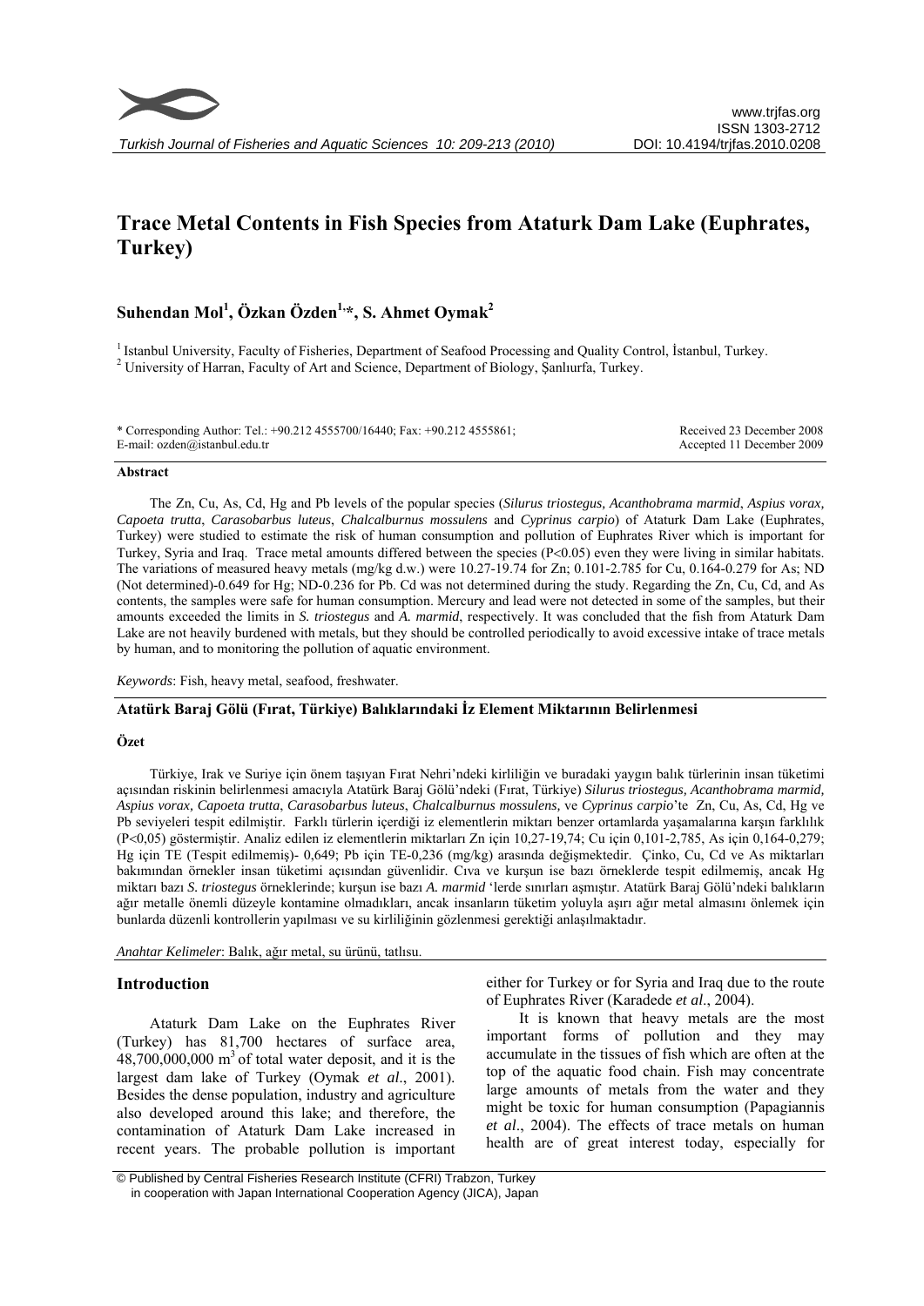# Trace Metal Contents in Fish Species from Ataturk Dam Lake (Euphrates, Turkey)

**Suhendan Mol[1], Özkan Özden[1,*], S. Ahmet Oymak[2]**

[1] Istanbul University, Faculty of Fisheries, Department of Seafood Processing and Quality Control, İstanbul, Turkey.
[2] University of Harran, Faculty of Art and Science, Department of Biology, Şanlıurfa, Turkey.

\* Corresponding Author: Tel.: +90.212 4555700/16440; Fax: +90.212 4555861;
E-mail: ozden@istanbul.edu.tr

Received 23 December 2008
Accepted 11 December 2009

### Abstract

The Zn, Cu, As, Cd, Hg and Pb levels of the popular species (*Silurus triostegus, Acanthobrama marmid*, *Aspius vorax, Capoeta trutta*, *Carasobarbus luteus*, *Chalcalburnus mossulens* and *Cyprinus carpio*) of Ataturk Dam Lake (Euphrates, Turkey) were studied to estimate the risk of human consumption and pollution of Euphrates River which is important for Turkey, Syria and Iraq. Trace metal amounts differed between the species ($P<0.05$) even they were living in similar habitats. The variations of measured heavy metals (mg/kg d.w.) were 10.27-19.74 for Zn; 0.101-2.785 for Cu, 0.164-0.279 for As; ND (Not determined)-0.649 for Hg; ND-0.236 for Pb. Cd was not determined during the study. Regarding the Zn, Cu, Cd, and As contents, the samples were safe for human consumption. Mercury and lead were not detected in some of the samples, but their amounts exceeded the limits in *S. triostegus* and *A. marmid*, respectively. It was concluded that the fish from Ataturk Dam Lake are not heavily burdened with metals, but they should be controlled periodically to avoid excessive intake of trace metals by human, and to monitoring the pollution of aquatic environment.

*Keywords*: Fish, heavy metal, seafood, freshwater.

### Atatürk Baraj Gölü (Fırat, Türkiye) Balıklarındaki İz Element Miktarının Belirlenmesi

#### Özet

Türkiye, Irak ve Suriye için önem taşıyan Fırat Nehri'ndeki kirliliğin ve buradaki yaygın balık türlerinin insan tüketimi açısından riskinin belirlenmesi amacıyla Atatürk Baraj Gölü'ndeki (Fırat, Türkiye) *Silurus triostegus, Acanthobrama marmid, Aspius vorax, Capoeta trutta*, *Carasobarbus luteus*, *Chalcalburnus mossulens,* ve *Cyprinus carpio*'te Zn, Cu, As, Cd, Hg ve Pb seviyeleri tespit edilmiştir. Farklı türlerin içerdiği iz elementlerin miktarı benzer ortamlarda yaşamalarına karşın farklılık ($P<0,05$) göstermiştir. Analiz edilen iz elementlerin miktarları Zn için 10,27-19,74; Cu için 0,101-2,785, As için 0,164-0,279; Hg için TE (Tespit edilmemiş)- 0,649; Pb için TE-0,236 (mg/kg) arasında değişmektedir. Çinko, Cu, Cd ve As miktarları bakımından örnekler insan tüketimi açısından güvenlidir. Cıva ve kurşun ise bazı örneklerde tespit edilmemiş, ancak Hg miktarı bazı *S. triostegus* örneklerinde; kurşun ise bazı *A. marmid* 'lerde sınırları aşmıştır. Atatürk Baraj Gölü'ndeki balıkların ağır metalle önemli düzeyle kontamine olmadıkları, ancak insanların tüketim yoluyla aşırı ağır metal almasını önlemek için bunlarda düzenli kontrollerin yapılması ve su kirliliğinin gözlenmesi gerektiği anlaşılmaktadır.

*Anahtar Kelimeler*: Balık, ağır metal, su ürünü, tatlısu.

## Introduction

Ataturk Dam Lake on the Euphrates River (Turkey) has 81,700 hectares of surface area, 48,700,000,000 $m^3$ of total water deposit, and it is the largest dam lake of Turkey (Oymak *et al*., 2001). Besides the dense population, industry and agriculture also developed around this lake; and therefore, the contamination of Ataturk Dam Lake increased in recent years. The probable pollution is important either for Turkey or for Syria and Iraq due to the route of Euphrates River (Karadede *et al*., 2004).

It is known that heavy metals are the most important forms of pollution and they may accumulate in the tissues of fish which are often at the top of the aquatic food chain. Fish may concentrate large amounts of metals from the water and they might be toxic for human consumption (Papagiannis *et al*., 2004). The effects of trace metals on human health are of great interest today, especially for

© Published by Central Fisheries Research Institute (CFRI) Trabzon, Turkey in cooperation with Japan International Cooperation Agency (JICA), Japan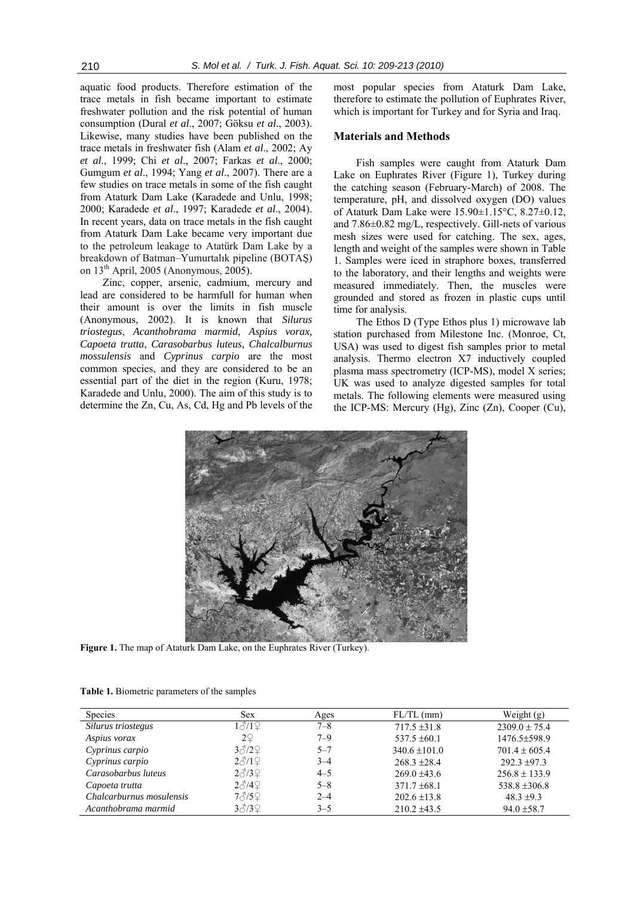aquatic food products. Therefore estimation of the trace metals in fish became important to estimate freshwater pollution and the risk potential of human consumption (Dural *et al*., 2007; Göksu *et al*., 2003). Likewise, many studies have been published on the trace metals in freshwater fish (Alam *et al*., 2002; Ay *et al*., 1999; Chi *et al*., 2007; Farkas *et al*., 2000; Gumgum *et al*., 1994; Yang *et al*., 2007). There are a few studies on trace metals in some of the fish caught from Ataturk Dam Lake (Karadede and Unlu, 1998; 2000; Karadede *et al*., 1997; Karadede *et al*., 2004). In recent years, data on trace metals in the fish caught from Ataturk Dam Lake became very important due to the petroleum leakage to Atatürk Dam Lake by a breakdown of Batman–Yumurtalık pipeline (BOTAŞ) on 13th April, 2005 (Anonymous, 2005).

Zinc, copper, arsenic, cadmium, mercury and lead are considered to be harmfull for human when their amount is over the limits in fish muscle (Anonymous, 2002). It is known that *Silurus triostegus*, *Acanthobrama marmid*, *Aspius vorax, Capoeta trutta*, *Carasobarbus luteus, Chalcalburnus mossulensis* and *Cyprinus carpio* are the most common species, and they are considered to be an essential part of the diet in the region (Kuru, 1978; Karadede and Unlu, 2000). The aim of this study is to determine the Zn, Cu, As, Cd, Hg and Pb levels of the most popular species from Ataturk Dam Lake, therefore to estimate the pollution of Euphrates River, which is important for Turkey and for Syria and Iraq.

## Materials and Methods

Fish samples were caught from Ataturk Dam Lake on Euphrates River (Figure 1), Turkey during the catching season (February-March) of 2008. The temperature, pH, and dissolved oxygen (DO) values of Ataturk Dam Lake were 15.90±1.15°C, 8.27±0.12, and 7.86±0.82 mg/L, respectively. Gill-nets of various mesh sizes were used for catching. The sex, ages, length and weight of the samples were shown in Table 1. Samples were iced in straphore boxes, transferred to the laboratory, and their lengths and weights were measured immediately. Then, the muscles were grounded and stored as frozen in plastic cups until time for analysis.

The Ethos D (Type Ethos plus 1) microwave lab station purchased from Milestone Inc. (Monroe, Ct, USA) was used to digest fish samples prior to metal analysis. Thermo electron X7 inductively coupled plasma mass spectrometry (ICP-MS), model X series; UK was used to analyze digested samples for total metals. The following elements were measured using the ICP-MS: Mercury (Hg), Zinc (Zn), Cooper (Cu),

**Figure 1.** The map of Ataturk Dam Lake, on the Euphrates River (Turkey).

**Table 1.** Biometric parameters of the samples

| Species | Sex | Ages | FL/TL (mm) | Weight (g) |
|---|---|---|---|---|
| *Silurus triostegus* | 1♂/1♀ | 7–8 | 717.5 ±31.8 | 2309.0 ± 75.4 |
| *Aspius vorax* | 2♀ | 7–9 | 537.5 ±60.1 | 1476.5±598.9 |
| *Cyprinus carpio* | 3♂/2♀ | 5–7 | 340.6 ±101.0 | 701.4 ± 605.4 |
| *Cyprinus carpio* | 2♂/1♀ | 3–4 | 268.3 ±28.4 | 292.3 ±97.3 |
| *Carasobarbus luteus* | 2♂/3♀ | 4–5 | 269.0 ±43.6 | 256.8 ± 133.9 |
| *Capoeta trutta* | 2♂/4♀ | 5–8 | 371.7 ±68.1 | 538.8 ±306.8 |
| *Chalcarburnus mosulensis* | 7♂/5♀ | 2–4 | 202.6 ±13.8 | 48.3 ±9.3 |
| *Acanthobrama marmid* | 3♂/3♀ | 3–5 | 210.2 ±43.5 | 94.0 ±58.7 |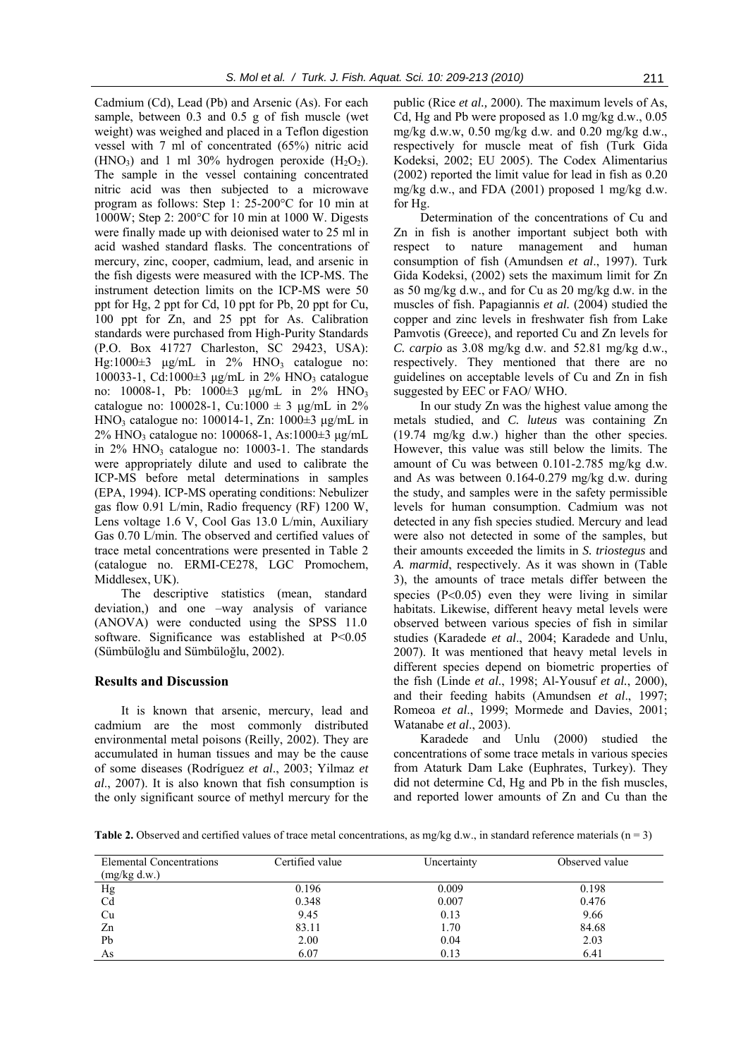Cadmium (Cd), Lead (Pb) and Arsenic (As). For each sample, between 0.3 and 0.5 g of fish muscle (wet weight) was weighed and placed in a Teflon digestion vessel with 7 ml of concentrated (65%) nitric acid ($HNO_3$) and 1 ml 30% hydrogen peroxide ($H_2O_2$). The sample in the vessel containing concentrated nitric acid was then subjected to a microwave program as follows: Step 1: 25-200°C for 10 min at 1000W; Step 2: 200°C for 10 min at 1000 W. Digests were finally made up with deionised water to 25 ml in acid washed standard flasks. The concentrations of mercury, zinc, cooper, cadmium, lead, and arsenic in the fish digests were measured with the ICP-MS. The instrument detection limits on the ICP-MS were 50 ppt for Hg, 2 ppt for Cd, 10 ppt for Pb, 20 ppt for Cu, 100 ppt for Zn, and 25 ppt for As. Calibration standards were purchased from High-Purity Standards (P.O. Box 41727 Charleston, SC 29423, USA): Hg:1000±3 µg/mL in 2% $HNO_3$ catalogue no: 100033-1, Cd:1000±3 µg/mL in 2% $HNO_3$ catalogue no: 10008-1, Pb: 1000±3 µg/mL in 2% $HNO_3$ catalogue no: 100028-1, Cu:1000 ± 3 µg/mL in 2% $HNO_3$ catalogue no: 100014-1, Zn: 1000±3 µg/mL in 2% $HNO_3$ catalogue no: 100068-1, As:1000±3 µg/mL in 2% $HNO_3$ catalogue no: 10003-1. The standards were appropriately dilute and used to calibrate the ICP-MS before metal determinations in samples (EPA, 1994). ICP-MS operating conditions: Nebulizer gas flow 0.91 L/min, Radio frequency (RF) 1200 W, Lens voltage 1.6 V, Cool Gas 13.0 L/min, Auxiliary Gas 0.70 L/min. The observed and certified values of trace metal concentrations were presented in Table 2 (catalogue no. ERMI-CE278, LGC Promochem, Middlesex, UK).

The descriptive statistics (mean, standard deviation,) and one –way analysis of variance (ANOVA) were conducted using the SPSS 11.0 software. Significance was established at $P<0.05$ (Sümbüloğlu and Sümbüloğlu, 2002).

## Results and Discussion

It is known that arsenic, mercury, lead and cadmium are the most commonly distributed environmental metal poisons (Reilly, 2002). They are accumulated in human tissues and may be the cause of some diseases (Rodríguez *et al*., 2003; Yilmaz *et al*., 2007). It is also known that fish consumption is the only significant source of methyl mercury for the public (Rice *et al.,* 2000). The maximum levels of As, Cd, Hg and Pb were proposed as 1.0 mg/kg d.w., 0.05 mg/kg d.w.w, 0.50 mg/kg d.w. and 0.20 mg/kg d.w., respectively for muscle meat of fish (Turk Gida Kodeksi, 2002; EU 2005). The Codex Alimentarius (2002) reported the limit value for lead in fish as 0.20 mg/kg d.w., and FDA (2001) proposed 1 mg/kg d.w. for Hg.

Determination of the concentrations of Cu and Zn in fish is another important subject both with respect to nature management and human consumption of fish (Amundsen *et al*., 1997). Turk Gida Kodeksi, (2002) sets the maximum limit for Zn as 50 mg/kg d.w., and for Cu as 20 mg/kg d.w. in the muscles of fish. Papagiannis *et al.* (2004) studied the copper and zinc levels in freshwater fish from Lake Pamvotis (Greece), and reported Cu and Zn levels for *C. carpio* as 3.08 mg/kg d.w. and 52.81 mg/kg d.w., respectively. They mentioned that there are no guidelines on acceptable levels of Cu and Zn in fish suggested by EEC or FAO/ WHO.

In our study Zn was the highest value among the metals studied, and *C. luteus* was containing Zn (19.74 mg/kg d.w.) higher than the other species. However, this value was still below the limits. The amount of Cu was between 0.101-2.785 mg/kg d.w. and As was between 0.164-0.279 mg/kg d.w. during the study, and samples were in the safety permissible levels for human consumption. Cadmium was not detected in any fish species studied. Mercury and lead were also not detected in some of the samples, but their amounts exceeded the limits in *S. triostegus* and *A. marmid*, respectively. As it was shown in (Table 3), the amounts of trace metals differ between the species ($P<0.05$) even they were living in similar habitats. Likewise, different heavy metal levels were observed between various species of fish in similar studies (Karadede *et al*., 2004; Karadede and Unlu, 2007). It was mentioned that heavy metal levels in different species depend on biometric properties of the fish (Linde *et al*., 1998; Al-Yousuf *et al.*, 2000), and their feeding habits (Amundsen *et al*., 1997; Romeoa *et al*., 1999; Mormede and Davies, 2001; Watanabe *et al*., 2003).

Karadede and Unlu (2000) studied the concentrations of some trace metals in various species from Ataturk Dam Lake (Euphrates, Turkey). They did not determine Cd, Hg and Pb in the fish muscles, and reported lower amounts of Zn and Cu than the

**Table 2.** Observed and certified values of trace metal concentrations, as mg/kg d.w., in standard reference materials (n = 3)

| Elemental Concentrations (mg/kg d.w.) | Certified value | Uncertainty | Observed value |
|---|---|---|---|
| Hg | 0.196 | 0.009 | 0.198 |
| Cd | 0.348 | 0.007 | 0.476 |
| Cu | 9.45 | 0.13 | 9.66 |
| Zn | 83.11 | 1.70 | 84.68 |
| Pb | 2.00 | 0.04 | 2.03 |
| As | 6.07 | 0.13 | 6.41 |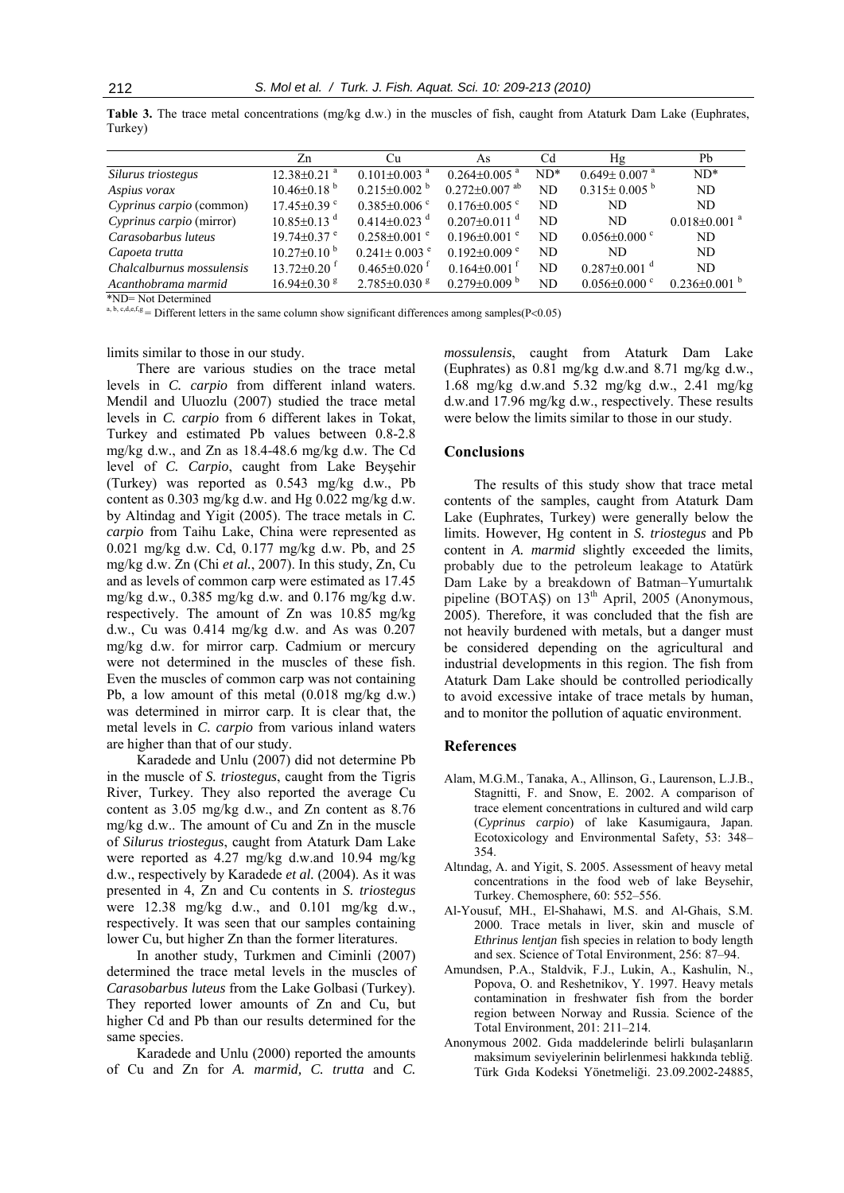**Table 3.** The trace metal concentrations (mg/kg d.w.) in the muscles of fish, caught from Ataturk Dam Lake (Euphrates, Turkey)

| | Zn | Cu | As | Cd | Hg | Pb |
|---|---|---|---|---|---|---|
| *Silurus triostegus* | 12.38±0.21 [a] | 0.101±0.003 [a] | 0.264±0.005 [a] | ND* | 0.649± 0.007 [a] | ND* |
| *Aspius vorax* | 10.46±0.18 [b] | 0.215±0.002 [b] | 0.272±0.007 [ab] | ND | 0.315± 0.005 [b] | ND |
| *Cyprinus carpio* (common) | 17.45±0.39 [c] | 0.385±0.006 [c] | 0.176±0.005 [c] | ND | ND | ND |
| *Cyprinus carpio* (mirror) | 10.85±0.13 [d] | 0.414±0.023 [d] | 0.207±0.011 [d] | ND | ND | 0.018±0.001 [a] |
| *Carasobarbus luteus* | 19.74±0.37 [e] | 0.258±0.001 [e] | 0.196±0.001 [e] | ND | 0.056±0.000 [c] | ND |
| *Capoeta trutta* | 10.27±0.10 [b] | 0.241± 0.003 [e] | 0.192±0.009 [e] | ND | ND | ND |
| *Chalcalburnus mossulensis* | 13.72±0.20 [f] | 0.465±0.020 [f] | 0.164±0.001 [f] | ND | 0.287±0.001 [d] | ND |
| *Acanthobrama marmid* | 16.94±0.30 [g] | 2.785±0.030 [g] | 0.279±0.009 [b] | ND | 0.056±0.000 [c] | 0.236±0.001 [b] |

*ND= Not Determined

[a, b, c,d,e,f,g] = Different letters in the same column show significant differences among samples($P<0.05$)

limits similar to those in our study.

There are various studies on the trace metal levels in *C. carpio* from different inland waters. Mendil and Uluozlu (2007) studied the trace metal levels in *C. carpio* from 6 different lakes in Tokat, Turkey and estimated Pb values between 0.8-2.8 mg/kg d.w., and Zn as 18.4-48.6 mg/kg d.w. The Cd level of *C. Carpio*, caught from Lake Beyşehir (Turkey) was reported as 0.543 mg/kg d.w., Pb content as 0.303 mg/kg d.w. and Hg 0.022 mg/kg d.w. by Altindag and Yigit (2005). The trace metals in *C. carpio* from Taihu Lake, China were represented as 0.021 mg/kg d.w. Cd, 0.177 mg/kg d.w. Pb, and 25 mg/kg d.w. Zn (Chi *et al.*, 2007). In this study, Zn, Cu and as levels of common carp were estimated as 17.45 mg/kg d.w., 0.385 mg/kg d.w. and 0.176 mg/kg d.w. respectively. The amount of Zn was 10.85 mg/kg d.w., Cu was 0.414 mg/kg d.w. and As was 0.207 mg/kg d.w. for mirror carp. Cadmium or mercury were not determined in the muscles of these fish. Even the muscles of common carp was not containing Pb, a low amount of this metal (0.018 mg/kg d.w.) was determined in mirror carp. It is clear that, the metal levels in *C. carpio* from various inland waters are higher than that of our study.

Karadede and Unlu (2007) did not determine Pb in the muscle of *S. triostegus*, caught from the Tigris River, Turkey. They also reported the average Cu content as 3.05 mg/kg d.w., and Zn content as 8.76 mg/kg d.w.. The amount of Cu and Zn in the muscle of *Silurus triostegus*, caught from Ataturk Dam Lake were reported as 4.27 mg/kg d.w.and 10.94 mg/kg d.w., respectively by Karadede *et al.* (2004). As it was presented in 4, Zn and Cu contents in *S. triostegus* were 12.38 mg/kg d.w., and 0.101 mg/kg d.w., respectively. It was seen that our samples containing lower Cu, but higher Zn than the former literatures.

In another study, Turkmen and Ciminli (2007) determined the trace metal levels in the muscles of *Carasobarbus luteus* from the Lake Golbasi (Turkey). They reported lower amounts of Zn and Cu, but higher Cd and Pb than our results determined for the same species.

Karadede and Unlu (2000) reported the amounts of Cu and Zn for *A. marmid, C. trutta* and *C. mossulensis*, caught from Ataturk Dam Lake (Euphrates) as 0.81 mg/kg d.w.and 8.71 mg/kg d.w., 1.68 mg/kg d.w.and 5.32 mg/kg d.w., 2.41 mg/kg d.w.and 17.96 mg/kg d.w., respectively. These results were below the limits similar to those in our study.

## Conclusions

The results of this study show that trace metal contents of the samples, caught from Ataturk Dam Lake (Euphrates, Turkey) were generally below the limits. However, Hg content in *S. triostegus* and Pb content in *A. marmid* slightly exceeded the limits, probably due to the petroleum leakage to Atatürk Dam Lake by a breakdown of Batman–Yumurtalık pipeline (BOTAŞ) on 13th April, 2005 (Anonymous, 2005). Therefore, it was concluded that the fish are not heavily burdened with metals, but a danger must be considered depending on the agricultural and industrial developments in this region. The fish from Ataturk Dam Lake should be controlled periodically to avoid excessive intake of trace metals by human, and to monitor the pollution of aquatic environment.

## References

Alam, M.G.M., Tanaka, A., Allinson, G., Laurenson, L.J.B., Stagnitti, F. and Snow, E. 2002. A comparison of trace element concentrations in cultured and wild carp (*Cyprinus carpio*) of lake Kasumigaura, Japan. Ecotoxicology and Environmental Safety, 53: 348–354.

Altındag, A. and Yigit, S. 2005. Assessment of heavy metal concentrations in the food web of lake Beysehir, Turkey. Chemosphere, 60: 552–556.

Al-Yousuf, MH., El-Shahawi, M.S. and Al-Ghais, S.M. 2000. Trace metals in liver, skin and muscle of *Ethrinus lentjan* fish species in relation to body length and sex. Science of Total Environment, 256: 87–94.

Amundsen, P.A., Staldvik, F.J., Lukin, A., Kashulin, N., Popova, O. and Reshetnikov, Y. 1997. Heavy metals contamination in freshwater fish from the border region between Norway and Russia. Science of the Total Environment, 201: 211–214.

Anonymous 2002. Gıda maddelerinde belirli bulaşanların maksimum seviyelerinin belirlenmesi hakkında tebliğ. Türk Gıda Kodeksi Yönetmeliği. 23.09.2002-24885,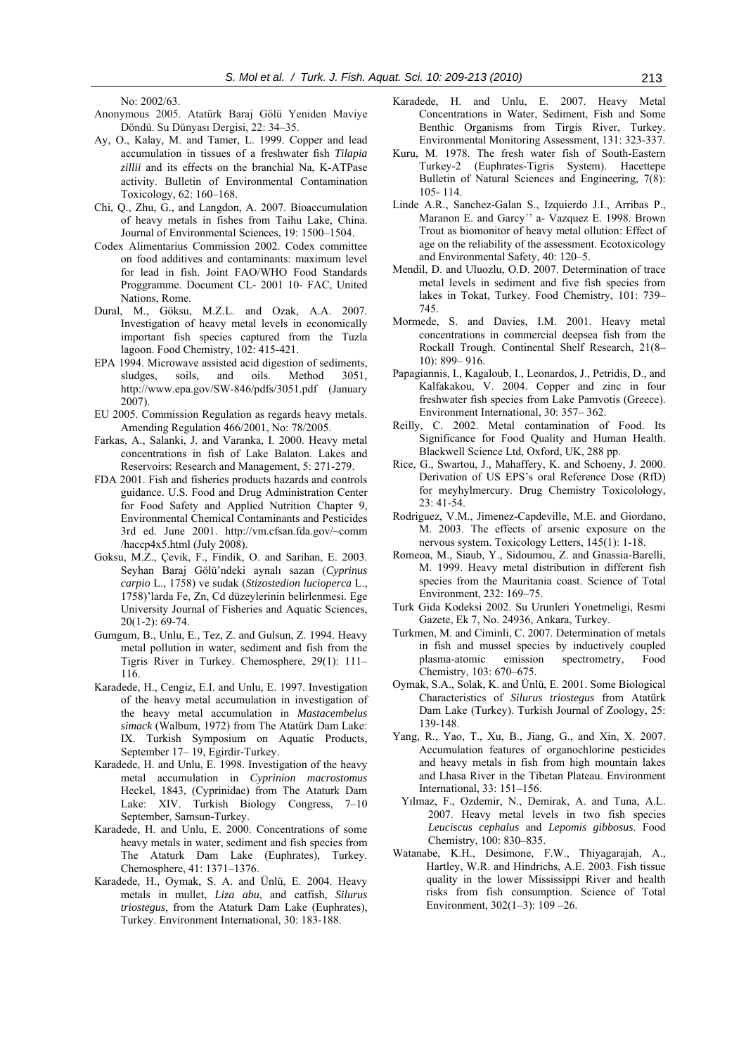No: 2002/63.

Anonymous 2005. Atatürk Baraj Gölü Yeniden Maviye Döndü. Su Dünyası Dergisi, 22: 34–35.

Ay, O., Kalay, M. and Tamer, L. 1999. Copper and lead accumulation in tissues of a freshwater fish *Tilapia zillii* and its effects on the branchial Na, K-ATPase activity. Bulletin of Environmental Contamination Toxicology, 62: 160–168.

Chi, Q., Zhu, G., and Langdon, A. 2007. Bioaccumulation of heavy metals in fishes from Taihu Lake, China. Journal of Environmental Sciences, 19: 1500–1504.

Codex Alimentarius Commission 2002. Codex committee on food additives and contaminants: maximum level for lead in fish. Joint FAO/WHO Food Standards Proggramme. Document CL- 2001 10- FAC, United Nations, Rome.

Dural, M., Göksu, M.Z.L. and Ozak, A.A. 2007. Investigation of heavy metal levels in economically important fish species captured from the Tuzla lagoon. Food Chemistry, 102: 415-421.

EPA 1994. Microwave assisted acid digestion of sediments, sludges, soils, and oils. Method 3051, http://www.epa.gov/SW-846/pdfs/3051.pdf (January 2007).

EU 2005. Commission Regulation as regards heavy metals. Amending Regulation 466/2001, No: 78/2005.

Farkas, A., Salanki, J. and Varanka, I. 2000. Heavy metal concentrations in fish of Lake Balaton. Lakes and Reservoirs: Research and Management, 5: 271-279.

FDA 2001. Fish and fisheries products hazards and controls guidance. U.S. Food and Drug Administration Center for Food Safety and Applied Nutrition Chapter 9, Environmental Chemical Contaminants and Pesticides 3rd ed. June 2001. http://vm.cfsan.fda.gov/~comm /haccp4x5.html (July 2008).

Goksu, M.Z.K., Çevik, F., Findik, O. and Sarihan, E. 2003. Seyhan Baraj Gölü'ndeki aynalı sazan (*Cyprinus carpio* L., 1758) ve sudak (*Stizostedion lucioperca* L., 1758)'larda Fe, Zn, Cd düzeylerinin belirlenmesi. Ege University Journal of Fisheries and Aquatic Sciences, 20(1-2): 69-74.

Gumgum, B., Unlu, E., Tez, Z. and Gulsun, Z. 1994. Heavy metal pollution in water, sediment and fish from the Tigris River in Turkey. Chemosphere, 29(1): 111–116.

Karadede, H., Cengiz, E.I. and Unlu, E. 1997. Investigation of the heavy metal accumulation in investigation of the heavy metal accumulation in *Mastacembelus simack* (Walbum, 1972) from The Atatürk Dam Lake: IX. Turkish Symposium on Aquatic Products, September 17– 19, Egirdir-Turkey.

Karadede, H. and Unlu, E. 1998. Investigation of the heavy metal accumulation in *Cyprinion macrostomus* Heckel, 1843, (Cyprinidae) from The Ataturk Dam Lake: XIV. Turkish Biology Congress, 7–10 September, Samsun-Turkey.

Karadede, H. and Unlu, E. 2000. Concentrations of some heavy metals in water, sediment and fish species from The Ataturk Dam Lake (Euphrates), Turkey. Chemosphere, 41: 1371–1376.

Karadede, H., Oymak, S. A. and Ünlü, E. 2004. Heavy metals in mullet, *Liza abu*, and catfish, *Silurus triostegus*, from the Ataturk Dam Lake (Euphrates), Turkey. Environment International, 30: 183-188.

Karadede, H. and Unlu, E. 2007. Heavy Metal Concentrations in Water, Sediment, Fish and Some Benthic Organisms from Tirgis River, Turkey. Environmental Monitoring Assessment, 131: 323-337.

Kuru, M. 1978. The fresh water fish of South-Eastern Turkey-2 (Euphrates-Tigris System). Hacettepe Bulletin of Natural Sciences and Engineering, 7(8): 105- 114.

Linde A.R., Sanchez-Galan S., Izquierdo J.I., Arribas P., Maranon E. and Garcy'' a- Vazquez E. 1998. Brown Trout as biomonitor of heavy metal ollution: Effect of age on the reliability of the assessment. Ecotoxicology and Environmental Safety, 40: 120–5.

Mendil, D. and Uluozlu, O.D. 2007. Determination of trace metal levels in sediment and five fish species from lakes in Tokat, Turkey. Food Chemistry, 101: 739–745.

Mormede, S. and Davies, I.M. 2001. Heavy metal concentrations in commercial deepsea fish from the Rockall Trough. Continental Shelf Research, 21(8–10): 899– 916.

Papagiannis, I., Kagaloub, I., Leonardos, J., Petridis, D., and Kalfakakou, V. 2004. Copper and zinc in four freshwater fish species from Lake Pamvotis (Greece). Environment International, 30: 357– 362.

Reilly, C. 2002. Metal contamination of Food. Its Significance for Food Quality and Human Health. Blackwell Science Ltd, Oxford, UK, 288 pp.

Rice, G., Swartou, J., Mahaffery, K. and Schoeny, J. 2000. Derivation of US EPS's oral Reference Dose (RfD) for meyhylmercury. Drug Chemistry Toxicolology, 23: 41-54.

Rodriguez, V.M., Jimenez-Capdeville, M.E. and Giordano, M. 2003. The effects of arsenic exposure on the nervous system. Toxicology Letters, 145(1): 1-18.

Romeoa, M., Siaub, Y., Sidoumou, Z. and Gnassia-Barelli, M. 1999. Heavy metal distribution in different fish species from the Mauritania coast. Science of Total Environment, 232: 169–75.

Turk Gida Kodeksi 2002. Su Urunleri Yonetmeligi, Resmi Gazete, Ek 7, No. 24936, Ankara, Turkey.

Turkmen, M. and Ciminli, C. 2007. Determination of metals in fish and mussel species by inductively coupled plasma-atomic emission spectrometry, Food Chemistry, 103: 670–675.

Oymak, S.A., Solak, K. and Ünlü, E. 2001. Some Biological Characteristics of *Silurus triostegus* from Atatürk Dam Lake (Turkey). Turkish Journal of Zoology, 25: 139-148.

Yang, R., Yao, T., Xu, B., Jiang, G., and Xin, X. 2007. Accumulation features of organochlorine pesticides and heavy metals in fish from high mountain lakes and Lhasa River in the Tibetan Plateau. Environment International, 33: 151–156.

Yılmaz, F., Ozdemir, N., Demirak, A. and Tuna, A.L. 2007. Heavy metal levels in two fish species *Leuciscus cephalus* and *Lepomis gibbosus*. Food Chemistry, 100: 830–835.

Watanabe, K.H., Desimone, F.W., Thiyagarajah, A., Hartley, W.R. and Hindrichs, A.E. 2003. Fish tissue quality in the lower Mississippi River and health risks from fish consumption. Science of Total Environment, 302(1–3): 109 –26.